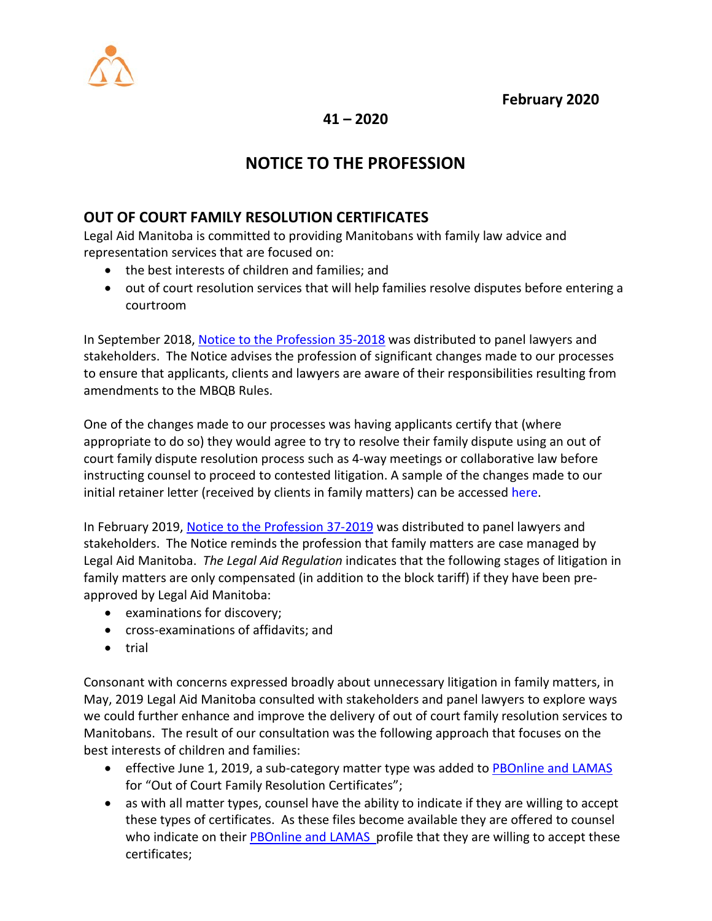**February 2020**

**41 – 2020**

# NOTICE TO THE PROFESSION

## OUT OF COURT FAMILY RESOLUTION CERTIFICATES

Legal Aid Manitoba is committed to providing Manitobans with family law advice and representation services that are focused on:

- the best interests of children and families; and
- out of court resolution services that will help families resolve disputes before entering a courtroom

In September 2018, Notice to the Profession 35-2018 was distributed to panel lawyers and stakeholders. The Notice advises the profession of significant changes made to our processes to ensure that applicants, clients and lawyers are aware of their responsibilities resulting from amendments to the MBQB Rules.

One of the changes made to our processes was having applicants certify that (where appropriate to do so) they would agree to try to resolve their family dispute using an out of court family dispute resolution process such as 4-way meetings or collaborative law before instructing counsel to proceed to contested litigation. A sample of the changes made to our initial retainer letter (received by clients in family matters) can be accessed here.

In February 2019, Notice to the Profession 37-2019 was distributed to panel lawyers and stakeholders. The Notice reminds the profession that family matters are case managed by Legal Aid Manitoba. *The Legal Aid Regulation* indicates that the following stages of litigation in family matters are only compensated (in addition to the block tariff) if they have been pre-approved by Legal Aid Manitoba:

- examinations for discovery;
- cross-examinations of affidavits; and
- trial

Consonant with concerns expressed broadly about unnecessary litigation in family matters, in May, 2019 Legal Aid Manitoba consulted with stakeholders and panel lawyers to explore ways we could further enhance and improve the delivery of out of court family resolution services to Manitobans. The result of our consultation was the following approach that focuses on the best interests of children and families:

- effective June 1, 2019, a sub-category matter type was added to PBOnline and LAMAS for "Out of Court Family Resolution Certificates";
- as with all matter types, counsel have the ability to indicate if they are willing to accept these types of certificates. As these files become available they are offered to counsel who indicate on their PBOnline and LAMAS profile that they are willing to accept these certificates;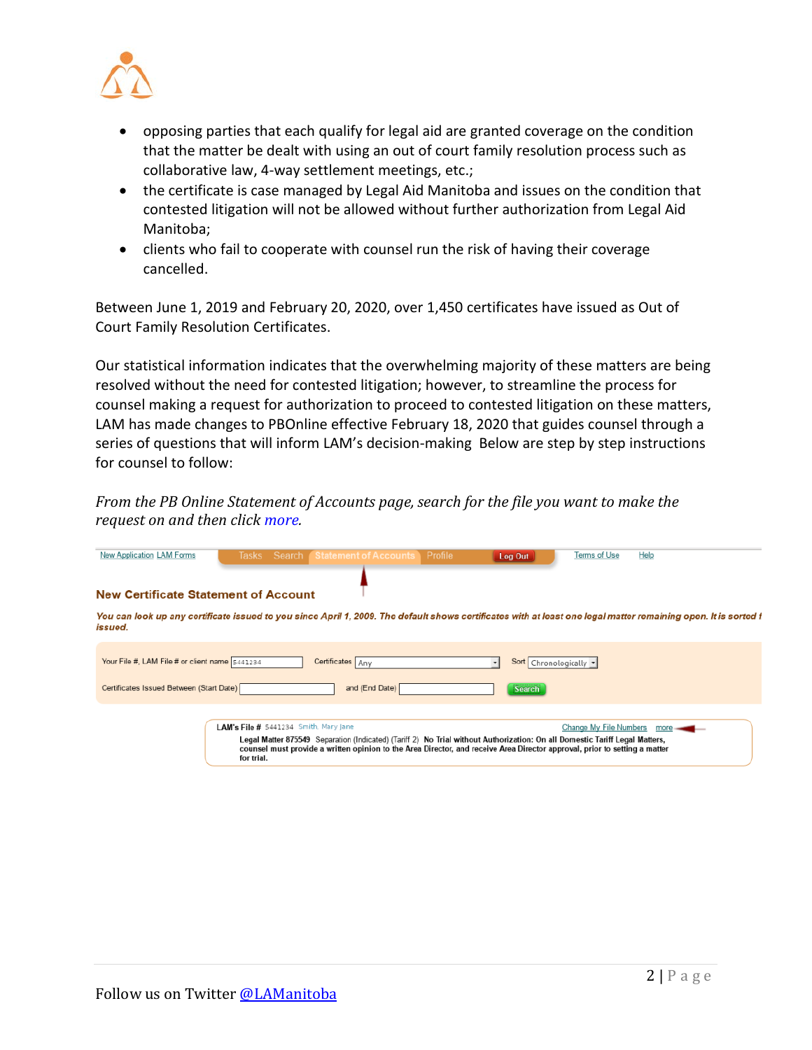- opposing parties that each qualify for legal aid are granted coverage on the condition that the matter be dealt with using an out of court family resolution process such as collaborative law, 4-way settlement meetings, etc.;
- the certificate is case managed by Legal Aid Manitoba and issues on the condition that contested litigation will not be allowed without further authorization from Legal Aid Manitoba;
- clients who fail to cooperate with counsel run the risk of having their coverage cancelled.

Between June 1, 2019 and February 20, 2020, over 1,450 certificates have issued as Out of Court Family Resolution Certificates.

Our statistical information indicates that the overwhelming majority of these matters are being resolved without the need for contested litigation; however, to streamline the process for counsel making a request for authorization to proceed to contested litigation on these matters, LAM has made changes to PBOnline effective February 18, 2020 that guides counsel through a series of questions that will inform LAM's decision-making Below are step by step instructions for counsel to follow:

*From the PB Online Statement of Accounts page, search for the file you want to make the request on and then click more.*

New Application LAM Forms | Tasks | Search | Statement of Accounts | Profile | Log Out | Terms of Use | Help

**New Certificate Statement of Account**

*You can look up any certificate issued to you since April 1, 2009. The default shows certificates with at least one legal matter remaining open. It is sorted t issued.*

Your File #, LAM File # or client name: 5441234 | Certificates: Any | Sort: Chronologically

Certificates Issued Between (Start Date) ___ and (End Date) ___ Search

**LAM's File #** 5441234 Smith, Mary Jane — Change My File Numbers — more

**Legal Matter 875549** Separation (Indicated) (Tariff 2) **No Trial without Authorization: On all Domestic Tariff Legal Matters, counsel must provide a written opinion to the Area Director, and receive Area Director approval, prior to setting a matter for trial.**

Follow us on Twitter @LAManitoba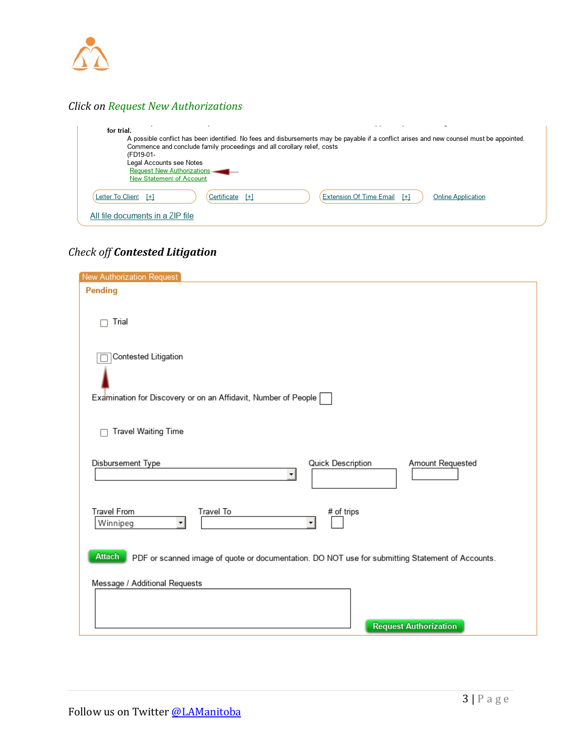*Click on Request New Authorizations*

for trial.

A possible conflict has been identified. No fees and disbursements may be payable if a conflict arises and new counsel must be appointed.
Commence and conclude family proceedings and all corollary relief, costs
(FD19-01-
Legal Accounts see Notes
Request New Authorizations
New Statement of Account

Letter To Client [+] | Certificate [+] | Extension Of Time Email [+] | Online Application

All file documents in a ZIP file

*Check off **Contested Litigation***

New Authorization Request

**Pending**

- [ ] Trial
- [ ] Contested Litigation

Examination for Discovery or on an Affidavit, Number of People

- [ ] Travel Waiting Time

Disbursement Type | Quick Description | Amount Requested

Travel From: Winnipeg | Travel To | # of trips

Attach — PDF or scanned image of quote or documentation. DO NOT use for submitting Statement of Accounts.

Message / Additional Requests

Request Authorization

Follow us on Twitter @LAManitoba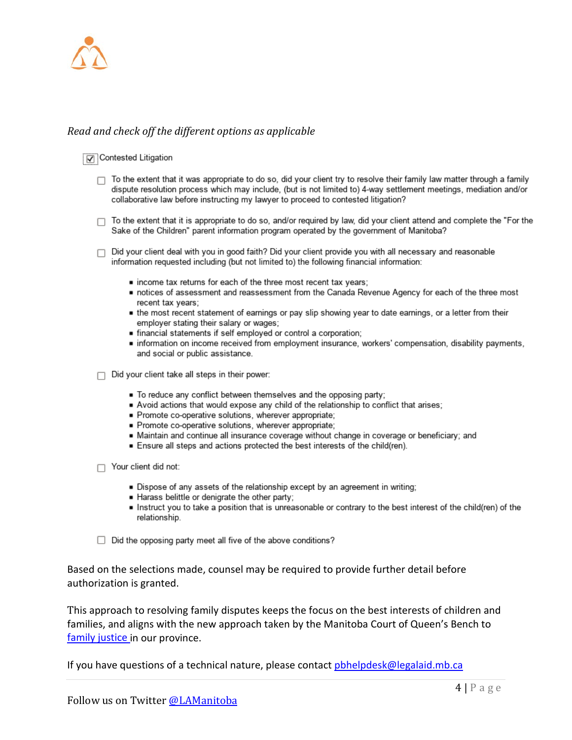*Read and check off the different options as applicable*

- [x] Contested Litigation

    - [ ] To the extent that it was appropriate to do so, did your client try to resolve their family law matter through a family dispute resolution process which may include, (but is not limited to) 4-way settlement meetings, mediation and/or collaborative law before instructing my lawyer to proceed to contested litigation?

    - [ ] To the extent that it is appropriate to do so, and/or required by law, did your client attend and complete the "For the Sake of the Children" parent information program operated by the government of Manitoba?

    - [ ] Did your client deal with you in good faith? Did your client provide you with all necessary and reasonable information requested including (but not limited to) the following financial information:

        - income tax returns for each of the three most recent tax years;
        - notices of assessment and reassessment from the Canada Revenue Agency for each of the three most recent tax years;
        - the most recent statement of earnings or pay slip showing year to date earnings, or a letter from their employer stating their salary or wages;
        - financial statements if self employed or control a corporation;
        - information on income received from employment insurance, workers' compensation, disability payments, and social or public assistance.

    - [ ] Did your client take all steps in their power:

        - To reduce any conflict between themselves and the opposing party;
        - Avoid actions that would expose any child of the relationship to conflict that arises;
        - Promote co-operative solutions, wherever appropriate;
        - Promote co-operative solutions, wherever appropriate;
        - Maintain and continue all insurance coverage without change in coverage or beneficiary; and
        - Ensure all steps and actions protected the best interests of the child(ren).

    - [ ] Your client did not:

        - Dispose of any assets of the relationship except by an agreement in writing;
        - Harass belittle or denigrate the other party;
        - Instruct you to take a position that is unreasonable or contrary to the best interest of the child(ren) of the relationship.

    - [ ] Did the opposing party meet all five of the above conditions?

Based on the selections made, counsel may be required to provide further detail before authorization is granted.

This approach to resolving family disputes keeps the focus on the best interests of children and families, and aligns with the new approach taken by the Manitoba Court of Queen's Bench to [family justice](#) in our province.

If you have questions of a technical nature, please contact [pbhelpdesk@legalaid.mb.ca](mailto:pbhelpdesk@legalaid.mb.ca)

Follow us on Twitter [@LAManitoba](#)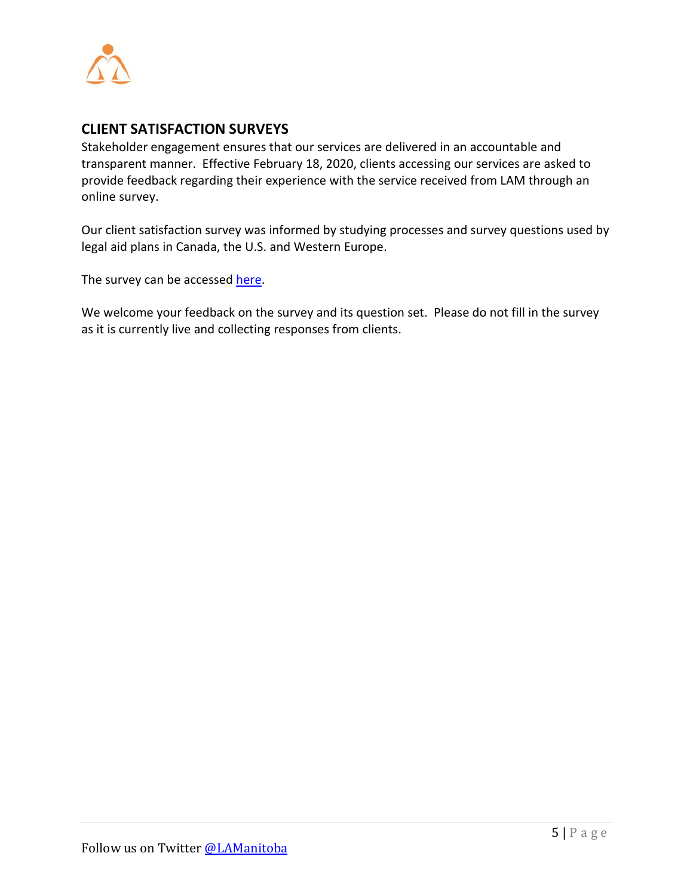## CLIENT SATISFACTION SURVEYS

Stakeholder engagement ensures that our services are delivered in an accountable and transparent manner. Effective February 18, 2020, clients accessing our services are asked to provide feedback regarding their experience with the service received from LAM through an online survey.

Our client satisfaction survey was informed by studying processes and survey questions used by legal aid plans in Canada, the U.S. and Western Europe.

The survey can be accessed here.

We welcome your feedback on the survey and its question set. Please do not fill in the survey as it is currently live and collecting responses from clients.